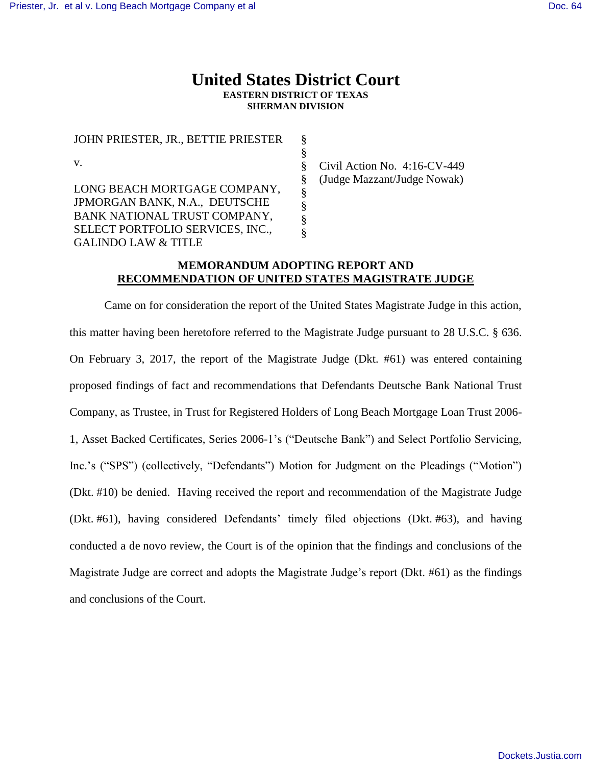# United States District Court
**EASTERN DISTRICT OF TEXAS**
**SHERMAN DIVISION**

| | | |
|---|---|---|
| JOHN PRIESTER, JR., BETTIE PRIESTER | § | |
| | § | |
| v. | § | Civil Action No. 4:16-CV-449 |
| | § | (Judge Mazzant/Judge Nowak) |
| LONG BEACH MORTGAGE COMPANY, JPMORGAN BANK, N.A., DEUTSCHE BANK NATIONAL TRUST COMPANY, SELECT PORTFOLIO SERVICES, INC., GALINDO LAW & TITLE | § | |

**MEMORANDUM ADOPTING REPORT AND RECOMMENDATION OF UNITED STATES MAGISTRATE JUDGE**

Came on for consideration the report of the United States Magistrate Judge in this action, this matter having been heretofore referred to the Magistrate Judge pursuant to 28 U.S.C. § 636. On February 3, 2017, the report of the Magistrate Judge (Dkt. #61) was entered containing proposed findings of fact and recommendations that Defendants Deutsche Bank National Trust Company, as Trustee, in Trust for Registered Holders of Long Beach Mortgage Loan Trust 2006-1, Asset Backed Certificates, Series 2006-1's ("Deutsche Bank") and Select Portfolio Servicing, Inc.'s ("SPS") (collectively, "Defendants") Motion for Judgment on the Pleadings ("Motion") (Dkt. #10) be denied. Having received the report and recommendation of the Magistrate Judge (Dkt. #61), having considered Defendants' timely filed objections (Dkt. #63), and having conducted a de novo review, the Court is of the opinion that the findings and conclusions of the Magistrate Judge are correct and adopts the Magistrate Judge's report (Dkt. #61) as the findings and conclusions of the Court.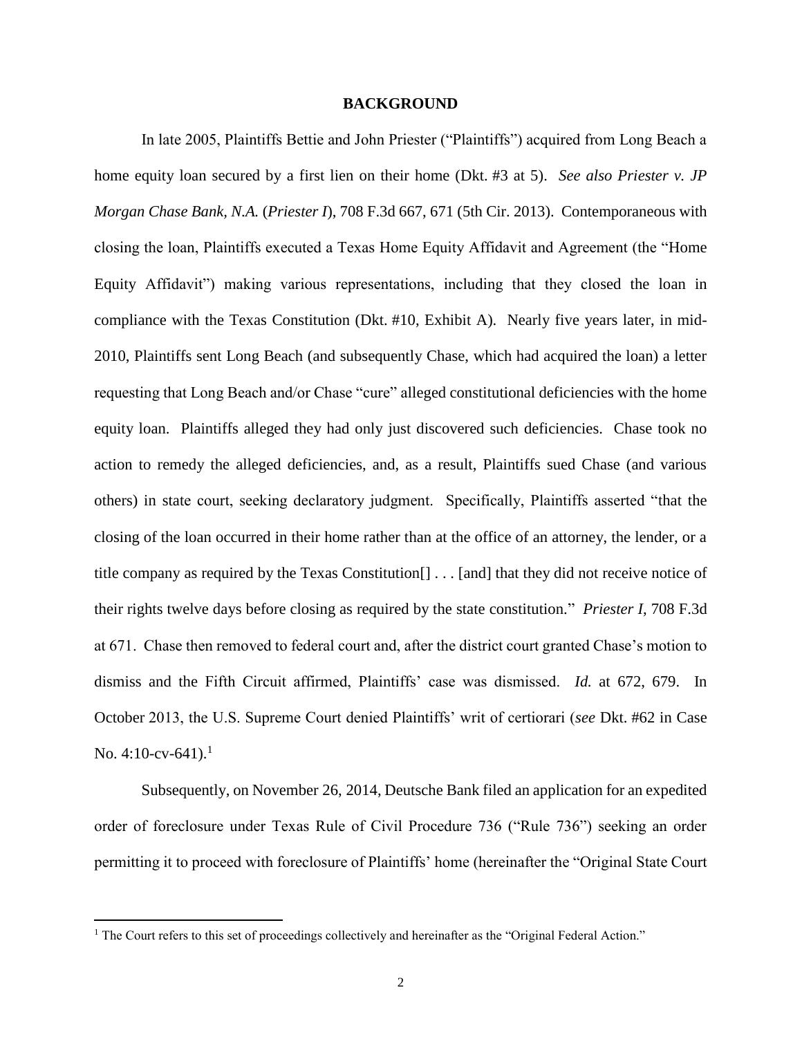## BACKGROUND

In late 2005, Plaintiffs Bettie and John Priester ("Plaintiffs") acquired from Long Beach a home equity loan secured by a first lien on their home (Dkt. #3 at 5). *See also Priester v. JP Morgan Chase Bank, N.A.* (*Priester I*), 708 F.3d 667, 671 (5th Cir. 2013). Contemporaneous with closing the loan, Plaintiffs executed a Texas Home Equity Affidavit and Agreement (the "Home Equity Affidavit") making various representations, including that they closed the loan in compliance with the Texas Constitution (Dkt. #10, Exhibit A). Nearly five years later, in mid-2010, Plaintiffs sent Long Beach (and subsequently Chase, which had acquired the loan) a letter requesting that Long Beach and/or Chase "cure" alleged constitutional deficiencies with the home equity loan. Plaintiffs alleged they had only just discovered such deficiencies. Chase took no action to remedy the alleged deficiencies, and, as a result, Plaintiffs sued Chase (and various others) in state court, seeking declaratory judgment. Specifically, Plaintiffs asserted "that the closing of the loan occurred in their home rather than at the office of an attorney, the lender, or a title company as required by the Texas Constitution[] . . . [and] that they did not receive notice of their rights twelve days before closing as required by the state constitution." *Priester I*, 708 F.3d at 671. Chase then removed to federal court and, after the district court granted Chase's motion to dismiss and the Fifth Circuit affirmed, Plaintiffs' case was dismissed. *Id.* at 672, 679. In October 2013, the U.S. Supreme Court denied Plaintiffs' writ of certiorari (*see* Dkt. #62 in Case No. 4:10-cv-641).[1]

Subsequently, on November 26, 2014, Deutsche Bank filed an application for an expedited order of foreclosure under Texas Rule of Civil Procedure 736 ("Rule 736") seeking an order permitting it to proceed with foreclosure of Plaintiffs' home (hereinafter the "Original State Court

[1] The Court refers to this set of proceedings collectively and hereinafter as the "Original Federal Action."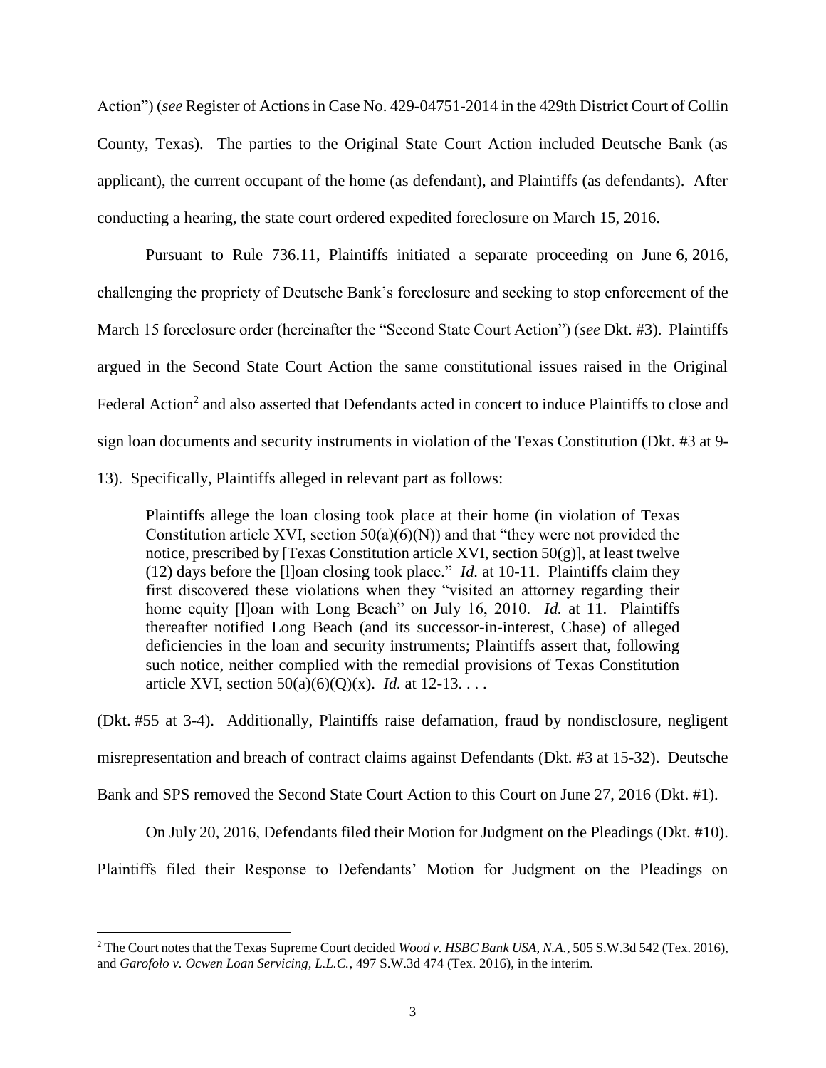Action") (*see* Register of Actions in Case No. 429-04751-2014 in the 429th District Court of Collin County, Texas). The parties to the Original State Court Action included Deutsche Bank (as applicant), the current occupant of the home (as defendant), and Plaintiffs (as defendants). After conducting a hearing, the state court ordered expedited foreclosure on March 15, 2016.

Pursuant to Rule 736.11, Plaintiffs initiated a separate proceeding on June 6, 2016, challenging the propriety of Deutsche Bank's foreclosure and seeking to stop enforcement of the March 15 foreclosure order (hereinafter the "Second State Court Action") (*see* Dkt. #3). Plaintiffs argued in the Second State Court Action the same constitutional issues raised in the Original Federal Action[2] and also asserted that Defendants acted in concert to induce Plaintiffs to close and sign loan documents and security instruments in violation of the Texas Constitution (Dkt. #3 at 9-13). Specifically, Plaintiffs alleged in relevant part as follows:

> Plaintiffs allege the loan closing took place at their home (in violation of Texas Constitution article XVI, section 50(a)(6)(N)) and that "they were not provided the notice, prescribed by [Texas Constitution article XVI, section 50(g)], at least twelve (12) days before the [l]oan closing took place." *Id.* at 10-11. Plaintiffs claim they first discovered these violations when they "visited an attorney regarding their home equity [l]oan with Long Beach" on July 16, 2010. *Id.* at 11. Plaintiffs thereafter notified Long Beach (and its successor-in-interest, Chase) of alleged deficiencies in the loan and security instruments; Plaintiffs assert that, following such notice, neither complied with the remedial provisions of Texas Constitution article XVI, section 50(a)(6)(Q)(x). *Id.* at 12-13. . . .

(Dkt. #55 at 3-4). Additionally, Plaintiffs raise defamation, fraud by nondisclosure, negligent misrepresentation and breach of contract claims against Defendants (Dkt. #3 at 15-32). Deutsche Bank and SPS removed the Second State Court Action to this Court on June 27, 2016 (Dkt. #1).

On July 20, 2016, Defendants filed their Motion for Judgment on the Pleadings (Dkt. #10). Plaintiffs filed their Response to Defendants' Motion for Judgment on the Pleadings on

---

[2] The Court notes that the Texas Supreme Court decided *Wood v. HSBC Bank USA, N.A.*, 505 S.W.3d 542 (Tex. 2016), and *Garofolo v. Ocwen Loan Servicing, L.L.C.*, 497 S.W.3d 474 (Tex. 2016), in the interim.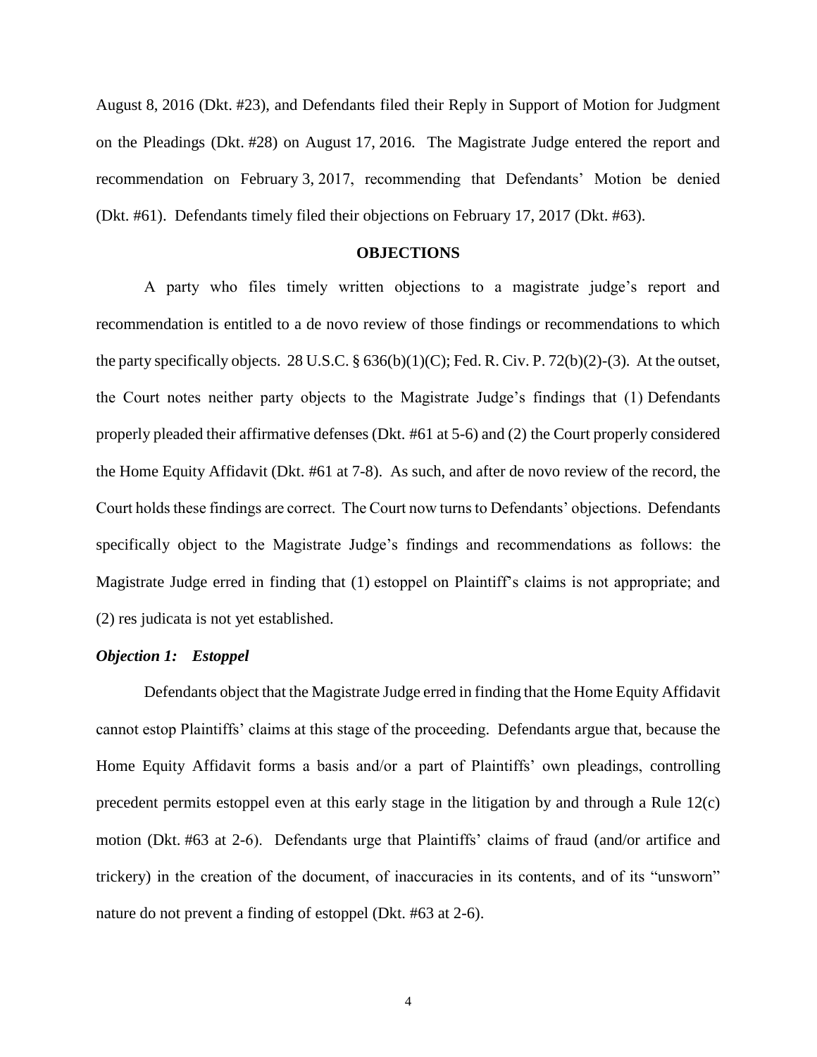August 8, 2016 (Dkt. #23), and Defendants filed their Reply in Support of Motion for Judgment on the Pleadings (Dkt. #28) on August 17, 2016. The Magistrate Judge entered the report and recommendation on February 3, 2017, recommending that Defendants' Motion be denied (Dkt. #61). Defendants timely filed their objections on February 17, 2017 (Dkt. #63).

**OBJECTIONS**

A party who files timely written objections to a magistrate judge's report and recommendation is entitled to a de novo review of those findings or recommendations to which the party specifically objects. 28 U.S.C. § 636(b)(1)(C); Fed. R. Civ. P. 72(b)(2)-(3). At the outset, the Court notes neither party objects to the Magistrate Judge's findings that (1) Defendants properly pleaded their affirmative defenses (Dkt. #61 at 5-6) and (2) the Court properly considered the Home Equity Affidavit (Dkt. #61 at 7-8). As such, and after de novo review of the record, the Court holds these findings are correct. The Court now turns to Defendants' objections. Defendants specifically object to the Magistrate Judge's findings and recommendations as follows: the Magistrate Judge erred in finding that (1) estoppel on Plaintiff's claims is not appropriate; and (2) res judicata is not yet established.

***Objection 1: Estoppel***

Defendants object that the Magistrate Judge erred in finding that the Home Equity Affidavit cannot estop Plaintiffs' claims at this stage of the proceeding. Defendants argue that, because the Home Equity Affidavit forms a basis and/or a part of Plaintiffs' own pleadings, controlling precedent permits estoppel even at this early stage in the litigation by and through a Rule 12(c) motion (Dkt. #63 at 2-6). Defendants urge that Plaintiffs' claims of fraud (and/or artifice and trickery) in the creation of the document, of inaccuracies in its contents, and of its "unsworn" nature do not prevent a finding of estoppel (Dkt. #63 at 2-6).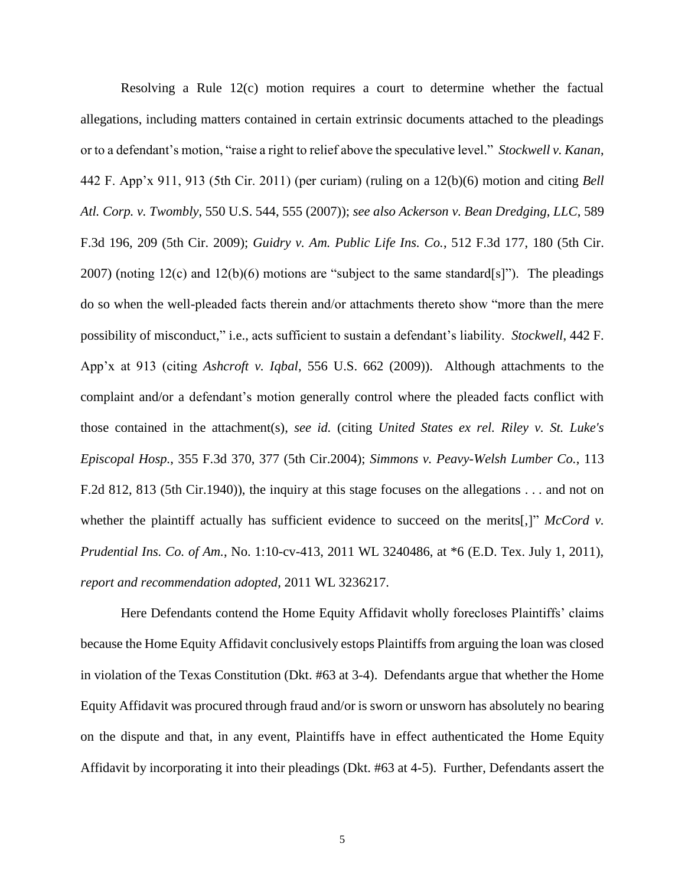Resolving a Rule 12(c) motion requires a court to determine whether the factual allegations, including matters contained in certain extrinsic documents attached to the pleadings or to a defendant's motion, "raise a right to relief above the speculative level." *Stockwell v. Kanan*, 442 F. App'x 911, 913 (5th Cir. 2011) (per curiam) (ruling on a 12(b)(6) motion and citing *Bell Atl. Corp. v. Twombly*, 550 U.S. 544, 555 (2007)); *see also Ackerson v. Bean Dredging, LLC*, 589 F.3d 196, 209 (5th Cir. 2009); *Guidry v. Am. Public Life Ins. Co.*, 512 F.3d 177, 180 (5th Cir. 2007) (noting 12(c) and 12(b)(6) motions are "subject to the same standard[s]"). The pleadings do so when the well-pleaded facts therein and/or attachments thereto show "more than the mere possibility of misconduct," i.e., acts sufficient to sustain a defendant's liability. *Stockwell*, 442 F. App'x at 913 (citing *Ashcroft v. Iqbal*, 556 U.S. 662 (2009)). Although attachments to the complaint and/or a defendant's motion generally control where the pleaded facts conflict with those contained in the attachment(s), *see id.* (citing *United States ex rel. Riley v. St. Luke's Episcopal Hosp.*, 355 F.3d 370, 377 (5th Cir.2004); *Simmons v. Peavy-Welsh Lumber Co.*, 113 F.2d 812, 813 (5th Cir.1940)), the inquiry at this stage focuses on the allegations . . . and not on whether the plaintiff actually has sufficient evidence to succeed on the merits[,]" *McCord v. Prudential Ins. Co. of Am.*, No. 1:10-cv-413, 2011 WL 3240486, at *6 (E.D. Tex. July 1, 2011), *report and recommendation adopted*, 2011 WL 3236217.

Here Defendants contend the Home Equity Affidavit wholly forecloses Plaintiffs' claims because the Home Equity Affidavit conclusively estops Plaintiffs from arguing the loan was closed in violation of the Texas Constitution (Dkt. #63 at 3-4). Defendants argue that whether the Home Equity Affidavit was procured through fraud and/or is sworn or unsworn has absolutely no bearing on the dispute and that, in any event, Plaintiffs have in effect authenticated the Home Equity Affidavit by incorporating it into their pleadings (Dkt. #63 at 4-5). Further, Defendants assert the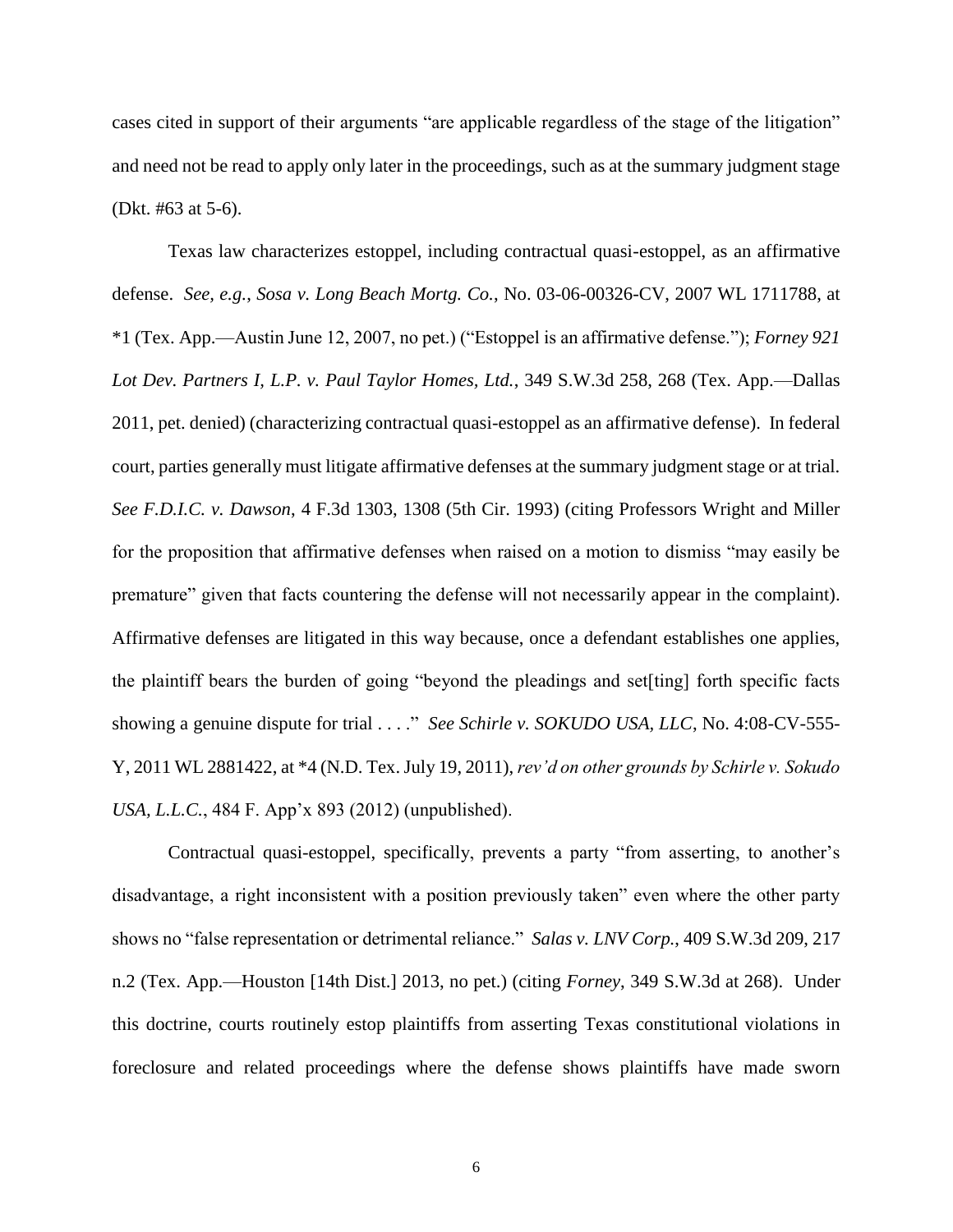cases cited in support of their arguments "are applicable regardless of the stage of the litigation" and need not be read to apply only later in the proceedings, such as at the summary judgment stage (Dkt. #63 at 5-6).

Texas law characterizes estoppel, including contractual quasi-estoppel, as an affirmative defense. *See, e.g.*, *Sosa v. Long Beach Mortg. Co.*, No. 03-06-00326-CV, 2007 WL 1711788, at *1 (Tex. App.—Austin June 12, 2007, no pet.) ("Estoppel is an affirmative defense."); *Forney 921 Lot Dev. Partners I, L.P. v. Paul Taylor Homes, Ltd.*, 349 S.W.3d 258, 268 (Tex. App.—Dallas 2011, pet. denied) (characterizing contractual quasi-estoppel as an affirmative defense). In federal court, parties generally must litigate affirmative defenses at the summary judgment stage or at trial. *See F.D.I.C. v. Dawson*, 4 F.3d 1303, 1308 (5th Cir. 1993) (citing Professors Wright and Miller for the proposition that affirmative defenses when raised on a motion to dismiss "may easily be premature" given that facts countering the defense will not necessarily appear in the complaint). Affirmative defenses are litigated in this way because, once a defendant establishes one applies, the plaintiff bears the burden of going "beyond the pleadings and set[ting] forth specific facts showing a genuine dispute for trial . . . ." *See Schirle v. SOKUDO USA, LLC*, No. 4:08-CV-555-Y, 2011 WL 2881422, at *4 (N.D. Tex. July 19, 2011), *rev'd on other grounds by Schirle v. Sokudo USA, L.L.C.*, 484 F. App'x 893 (2012) (unpublished).

Contractual quasi-estoppel, specifically, prevents a party "from asserting, to another's disadvantage, a right inconsistent with a position previously taken" even where the other party shows no "false representation or detrimental reliance." *Salas v. LNV Corp.*, 409 S.W.3d 209, 217 n.2 (Tex. App.—Houston [14th Dist.] 2013, no pet.) (citing *Forney*, 349 S.W.3d at 268). Under this doctrine, courts routinely estop plaintiffs from asserting Texas constitutional violations in foreclosure and related proceedings where the defense shows plaintiffs have made sworn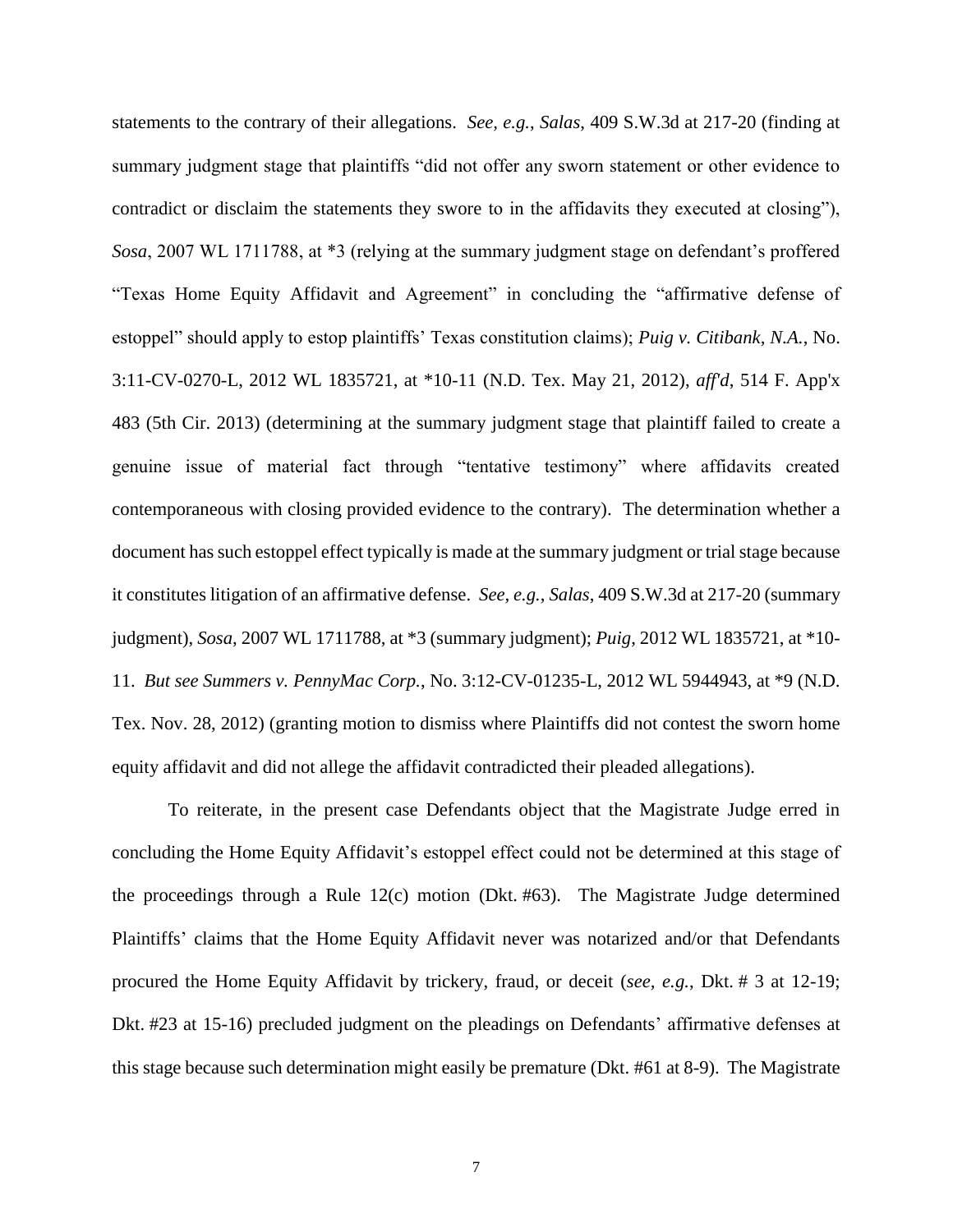statements to the contrary of their allegations. *See, e.g.*, *Salas*, 409 S.W.3d at 217-20 (finding at summary judgment stage that plaintiffs "did not offer any sworn statement or other evidence to contradict or disclaim the statements they swore to in the affidavits they executed at closing"), *Sosa*, 2007 WL 1711788, at *3 (relying at the summary judgment stage on defendant's proffered "Texas Home Equity Affidavit and Agreement" in concluding the "affirmative defense of estoppel" should apply to estop plaintiffs' Texas constitution claims); *Puig v. Citibank, N.A.*, No. 3:11-CV-0270-L, 2012 WL 1835721, at *10-11 (N.D. Tex. May 21, 2012), *aff'd*, 514 F. App'x 483 (5th Cir. 2013) (determining at the summary judgment stage that plaintiff failed to create a genuine issue of material fact through "tentative testimony" where affidavits created contemporaneous with closing provided evidence to the contrary). The determination whether a document has such estoppel effect typically is made at the summary judgment or trial stage because it constitutes litigation of an affirmative defense. *See, e.g.*, *Salas*, 409 S.W.3d at 217-20 (summary judgment), *Sosa*, 2007 WL 1711788, at *3 (summary judgment); *Puig*, 2012 WL 1835721, at *10-11. *But see Summers v. PennyMac Corp.*, No. 3:12-CV-01235-L, 2012 WL 5944943, at *9 (N.D. Tex. Nov. 28, 2012) (granting motion to dismiss where Plaintiffs did not contest the sworn home equity affidavit and did not allege the affidavit contradicted their pleaded allegations).

To reiterate, in the present case Defendants object that the Magistrate Judge erred in concluding the Home Equity Affidavit's estoppel effect could not be determined at this stage of the proceedings through a Rule 12(c) motion (Dkt. #63). The Magistrate Judge determined Plaintiffs' claims that the Home Equity Affidavit never was notarized and/or that Defendants procured the Home Equity Affidavit by trickery, fraud, or deceit (*see, e.g.*, Dkt. # 3 at 12-19; Dkt. #23 at 15-16) precluded judgment on the pleadings on Defendants' affirmative defenses at this stage because such determination might easily be premature (Dkt. #61 at 8-9). The Magistrate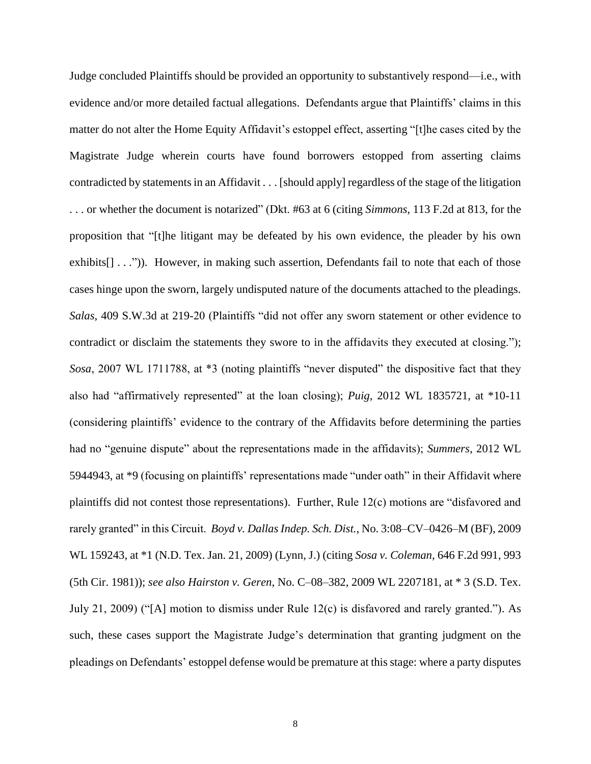Judge concluded Plaintiffs should be provided an opportunity to substantively respond—i.e., with evidence and/or more detailed factual allegations. Defendants argue that Plaintiffs' claims in this matter do not alter the Home Equity Affidavit's estoppel effect, asserting "[t]he cases cited by the Magistrate Judge wherein courts have found borrowers estopped from asserting claims contradicted by statements in an Affidavit . . . [should apply] regardless of the stage of the litigation . . . or whether the document is notarized" (Dkt. #63 at 6 (citing *Simmons*, 113 F.2d at 813, for the proposition that "[t]he litigant may be defeated by his own evidence, the pleader by his own exhibits[] . . .")). However, in making such assertion, Defendants fail to note that each of those cases hinge upon the sworn, largely undisputed nature of the documents attached to the pleadings. *Salas*, 409 S.W.3d at 219-20 (Plaintiffs "did not offer any sworn statement or other evidence to contradict or disclaim the statements they swore to in the affidavits they executed at closing."); *Sosa*, 2007 WL 1711788, at *3 (noting plaintiffs "never disputed" the dispositive fact that they also had "affirmatively represented" at the loan closing); *Puig*, 2012 WL 1835721, at *10-11 (considering plaintiffs' evidence to the contrary of the Affidavits before determining the parties had no "genuine dispute" about the representations made in the affidavits); *Summers*, 2012 WL 5944943, at *9 (focusing on plaintiffs' representations made "under oath" in their Affidavit where plaintiffs did not contest those representations). Further, Rule 12(c) motions are "disfavored and rarely granted" in this Circuit. *Boyd v. Dallas Indep. Sch. Dist.*, No. 3:08–CV–0426–M (BF), 2009 WL 159243, at *1 (N.D. Tex. Jan. 21, 2009) (Lynn, J.) (citing *Sosa v. Coleman*, 646 F.2d 991, 993 (5th Cir. 1981)); *see also Hairston v. Geren*, No. C–08–382, 2009 WL 2207181, at * 3 (S.D. Tex. July 21, 2009) ("[A] motion to dismiss under Rule 12(c) is disfavored and rarely granted."). As such, these cases support the Magistrate Judge's determination that granting judgment on the pleadings on Defendants' estoppel defense would be premature at this stage: where a party disputes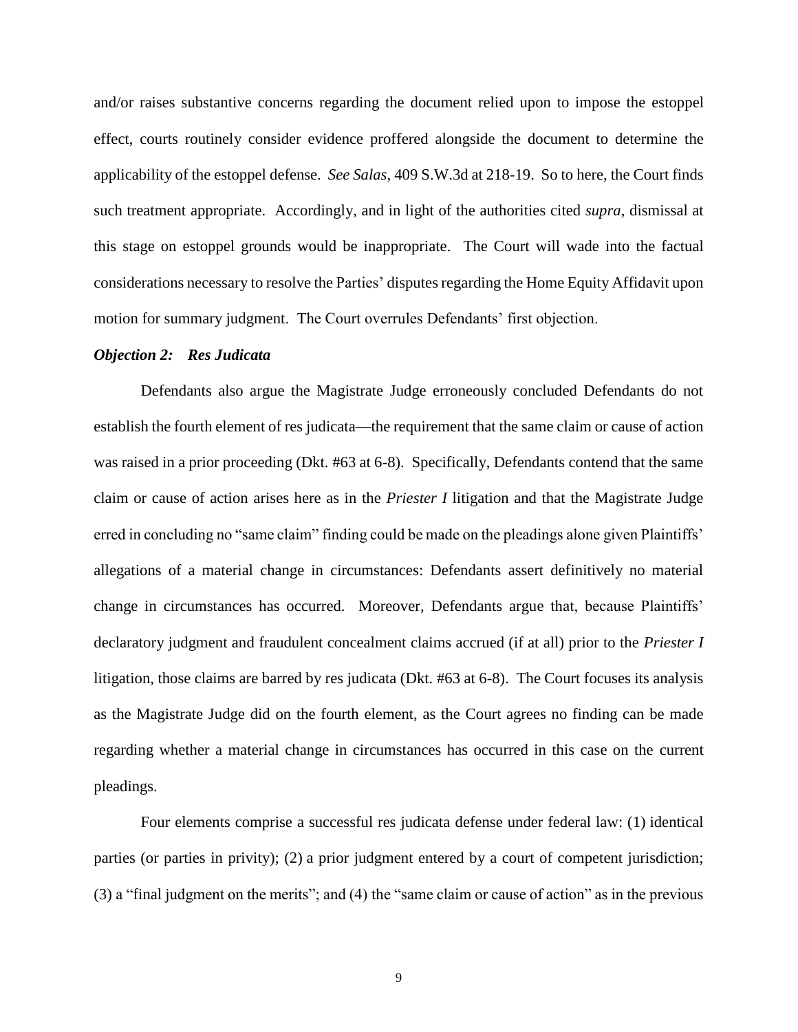and/or raises substantive concerns regarding the document relied upon to impose the estoppel effect, courts routinely consider evidence proffered alongside the document to determine the applicability of the estoppel defense. *See Salas*, 409 S.W.3d at 218-19. So to here, the Court finds such treatment appropriate. Accordingly, and in light of the authorities cited *supra*, dismissal at this stage on estoppel grounds would be inappropriate. The Court will wade into the factual considerations necessary to resolve the Parties' disputes regarding the Home Equity Affidavit upon motion for summary judgment. The Court overrules Defendants' first objection.

***Objection 2: Res Judicata***

Defendants also argue the Magistrate Judge erroneously concluded Defendants do not establish the fourth element of res judicata—the requirement that the same claim or cause of action was raised in a prior proceeding (Dkt. #63 at 6-8). Specifically, Defendants contend that the same claim or cause of action arises here as in the *Priester I* litigation and that the Magistrate Judge erred in concluding no "same claim" finding could be made on the pleadings alone given Plaintiffs' allegations of a material change in circumstances: Defendants assert definitively no material change in circumstances has occurred. Moreover, Defendants argue that, because Plaintiffs' declaratory judgment and fraudulent concealment claims accrued (if at all) prior to the *Priester I* litigation, those claims are barred by res judicata (Dkt. #63 at 6-8). The Court focuses its analysis as the Magistrate Judge did on the fourth element, as the Court agrees no finding can be made regarding whether a material change in circumstances has occurred in this case on the current pleadings.

Four elements comprise a successful res judicata defense under federal law: (1) identical parties (or parties in privity); (2) a prior judgment entered by a court of competent jurisdiction; (3) a "final judgment on the merits"; and (4) the "same claim or cause of action" as in the previous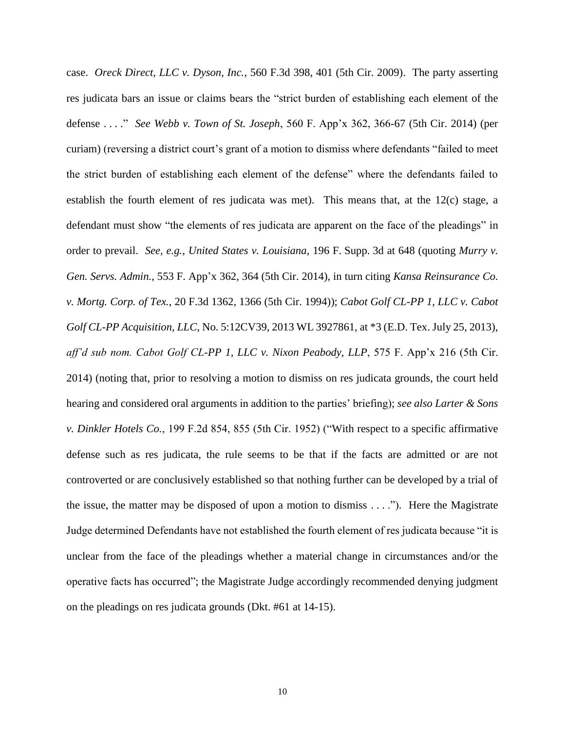case. *Oreck Direct, LLC v. Dyson, Inc.*, 560 F.3d 398, 401 (5th Cir. 2009). The party asserting res judicata bars an issue or claims bears the "strict burden of establishing each element of the defense . . . ." *See Webb v. Town of St. Joseph*, 560 F. App'x 362, 366-67 (5th Cir. 2014) (per curiam) (reversing a district court's grant of a motion to dismiss where defendants "failed to meet the strict burden of establishing each element of the defense" where the defendants failed to establish the fourth element of res judicata was met). This means that, at the 12(c) stage, a defendant must show "the elements of res judicata are apparent on the face of the pleadings" in order to prevail. *See, e.g.*, *United States v. Louisiana*, 196 F. Supp. 3d at 648 (quoting *Murry v. Gen. Servs. Admin.*, 553 F. App'x 362, 364 (5th Cir. 2014), in turn citing *Kansa Reinsurance Co. v. Mortg. Corp. of Tex.*, 20 F.3d 1362, 1366 (5th Cir. 1994)); *Cabot Golf CL-PP 1, LLC v. Cabot Golf CL-PP Acquisition, LLC*, No. 5:12CV39, 2013 WL 3927861, at *3 (E.D. Tex. July 25, 2013), *aff'd sub nom. Cabot Golf CL-PP 1, LLC v. Nixon Peabody, LLP*, 575 F. App'x 216 (5th Cir. 2014) (noting that, prior to resolving a motion to dismiss on res judicata grounds, the court held hearing and considered oral arguments in addition to the parties' briefing); *see also Larter & Sons v. Dinkler Hotels Co.*, 199 F.2d 854, 855 (5th Cir. 1952) ("With respect to a specific affirmative defense such as res judicata, the rule seems to be that if the facts are admitted or are not controverted or are conclusively established so that nothing further can be developed by a trial of the issue, the matter may be disposed of upon a motion to dismiss . . . ."). Here the Magistrate Judge determined Defendants have not established the fourth element of res judicata because "it is unclear from the face of the pleadings whether a material change in circumstances and/or the operative facts has occurred"; the Magistrate Judge accordingly recommended denying judgment on the pleadings on res judicata grounds (Dkt. #61 at 14-15).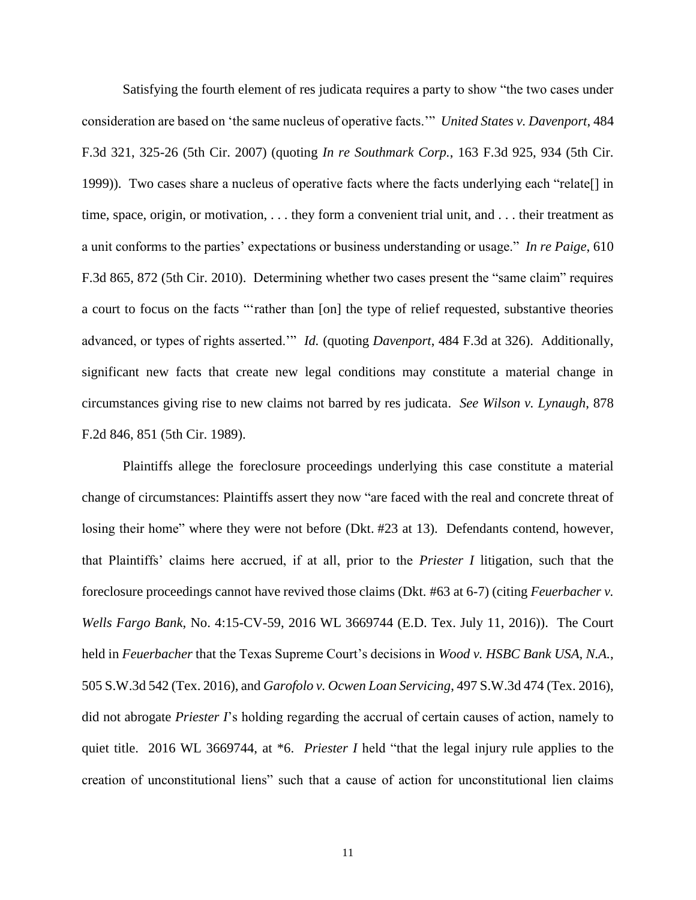Satisfying the fourth element of res judicata requires a party to show "the two cases under consideration are based on 'the same nucleus of operative facts.'" *United States v. Davenport*, 484 F.3d 321, 325-26 (5th Cir. 2007) (quoting *In re Southmark Corp.*, 163 F.3d 925, 934 (5th Cir. 1999)). Two cases share a nucleus of operative facts where the facts underlying each "relate[] in time, space, origin, or motivation, . . . they form a convenient trial unit, and . . . their treatment as a unit conforms to the parties' expectations or business understanding or usage." *In re Paige*, 610 F.3d 865, 872 (5th Cir. 2010). Determining whether two cases present the "same claim" requires a court to focus on the facts "'rather than [on] the type of relief requested, substantive theories advanced, or types of rights asserted.'" *Id.* (quoting *Davenport*, 484 F.3d at 326). Additionally, significant new facts that create new legal conditions may constitute a material change in circumstances giving rise to new claims not barred by res judicata. *See Wilson v. Lynaugh*, 878 F.2d 846, 851 (5th Cir. 1989).

Plaintiffs allege the foreclosure proceedings underlying this case constitute a material change of circumstances: Plaintiffs assert they now "are faced with the real and concrete threat of losing their home" where they were not before (Dkt. #23 at 13). Defendants contend, however, that Plaintiffs' claims here accrued, if at all, prior to the *Priester I* litigation, such that the foreclosure proceedings cannot have revived those claims (Dkt. #63 at 6-7) (citing *Feuerbacher v. Wells Fargo Bank*, No. 4:15-CV-59, 2016 WL 3669744 (E.D. Tex. July 11, 2016)). The Court held in *Feuerbacher* that the Texas Supreme Court's decisions in *Wood v. HSBC Bank USA, N.A.*, 505 S.W.3d 542 (Tex. 2016), and *Garofolo v. Ocwen Loan Servicing*, 497 S.W.3d 474 (Tex. 2016), did not abrogate *Priester I*'s holding regarding the accrual of certain causes of action, namely to quiet title. 2016 WL 3669744, at *6. *Priester I* held "that the legal injury rule applies to the creation of unconstitutional liens" such that a cause of action for unconstitutional lien claims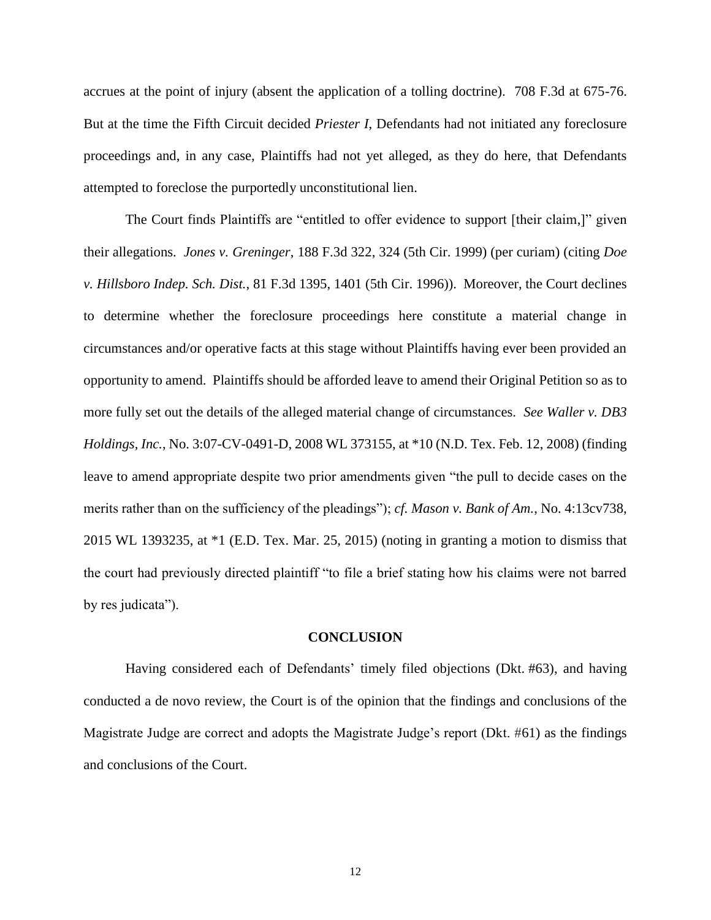accrues at the point of injury (absent the application of a tolling doctrine). 708 F.3d at 675-76. But at the time the Fifth Circuit decided *Priester I*, Defendants had not initiated any foreclosure proceedings and, in any case, Plaintiffs had not yet alleged, as they do here, that Defendants attempted to foreclose the purportedly unconstitutional lien.

The Court finds Plaintiffs are "entitled to offer evidence to support [their claim,]" given their allegations. *Jones v. Greninger*, 188 F.3d 322, 324 (5th Cir. 1999) (per curiam) (citing *Doe v. Hillsboro Indep. Sch. Dist.*, 81 F.3d 1395, 1401 (5th Cir. 1996)). Moreover, the Court declines to determine whether the foreclosure proceedings here constitute a material change in circumstances and/or operative facts at this stage without Plaintiffs having ever been provided an opportunity to amend. Plaintiffs should be afforded leave to amend their Original Petition so as to more fully set out the details of the alleged material change of circumstances. *See Waller v. DB3 Holdings, Inc.*, No. 3:07-CV-0491-D, 2008 WL 373155, at *10 (N.D. Tex. Feb. 12, 2008) (finding leave to amend appropriate despite two prior amendments given "the pull to decide cases on the merits rather than on the sufficiency of the pleadings"); *cf. Mason v. Bank of Am.*, No. 4:13cv738, 2015 WL 1393235, at *1 (E.D. Tex. Mar. 25, 2015) (noting in granting a motion to dismiss that the court had previously directed plaintiff "to file a brief stating how his claims were not barred by res judicata").

## CONCLUSION

Having considered each of Defendants' timely filed objections (Dkt. #63), and having conducted a de novo review, the Court is of the opinion that the findings and conclusions of the Magistrate Judge are correct and adopts the Magistrate Judge's report (Dkt. #61) as the findings and conclusions of the Court.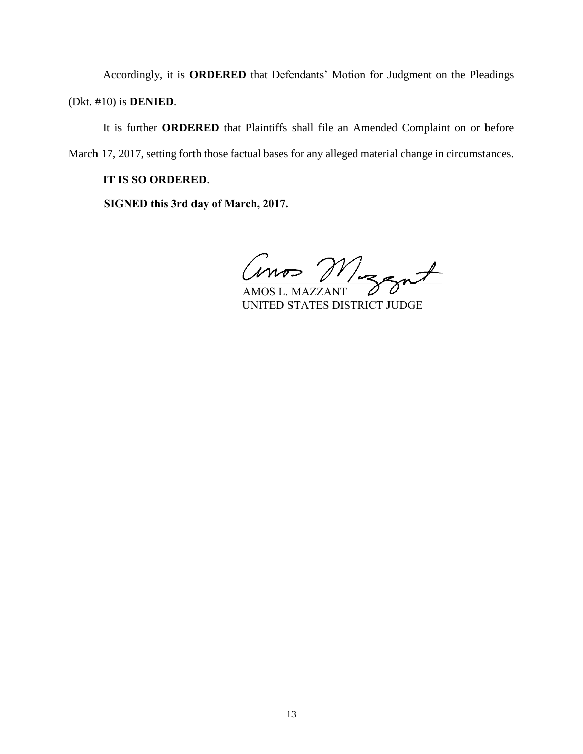Accordingly, it is **ORDERED** that Defendants' Motion for Judgment on the Pleadings (Dkt. #10) is **DENIED**.

It is further **ORDERED** that Plaintiffs shall file an Amended Complaint on or before March 17, 2017, setting forth those factual bases for any alleged material change in circumstances.

**IT IS SO ORDERED**.

**SIGNED this 3rd day of March, 2017.**

AMOS L. MAZZANT
UNITED STATES DISTRICT JUDGE